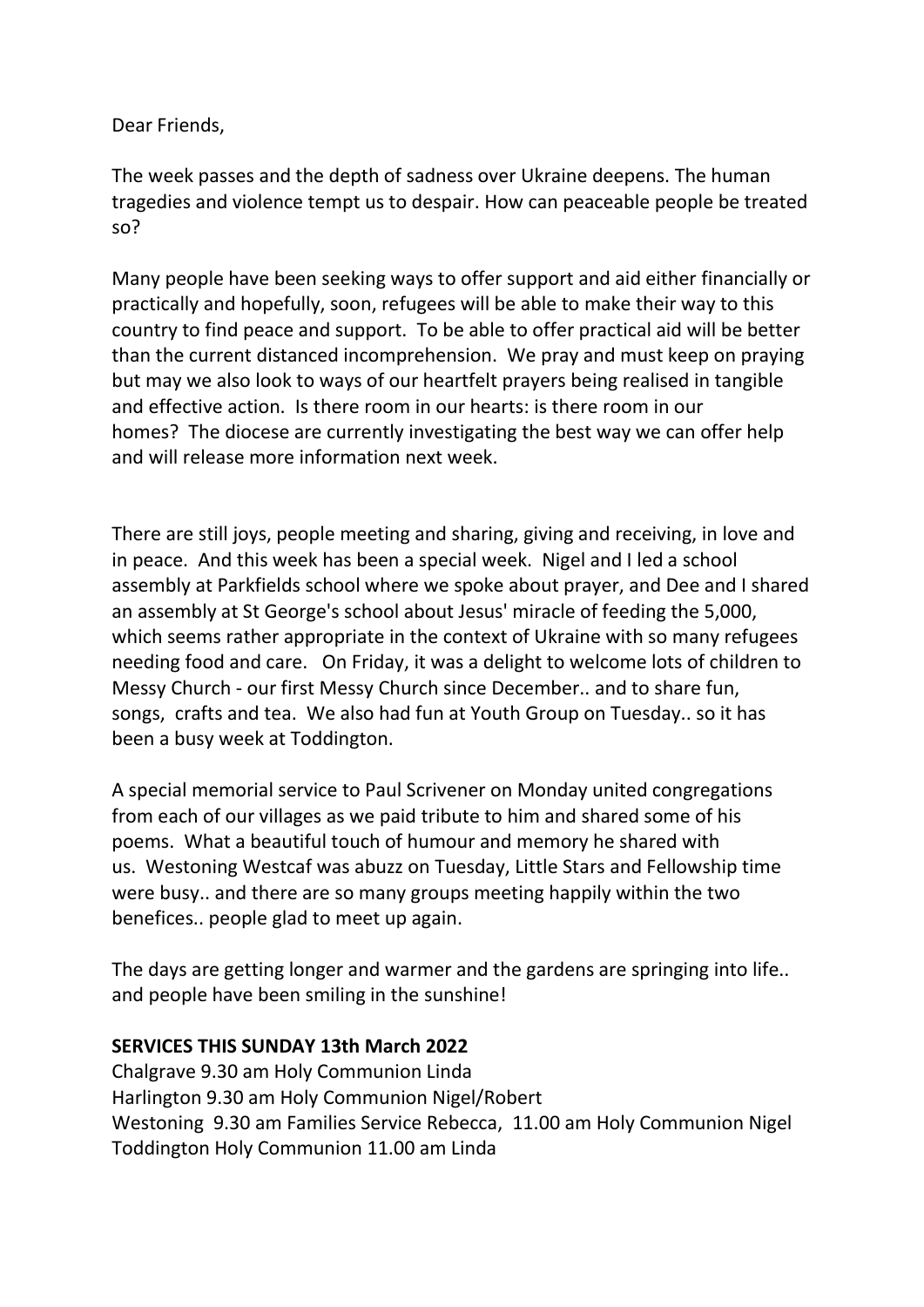Dear Friends,

The week passes and the depth of sadness over Ukraine deepens. The human tragedies and violence tempt us to despair. How can peaceable people be treated so?

Many people have been seeking ways to offer support and aid either financially or practically and hopefully, soon, refugees will be able to make their way to this country to find peace and support. To be able to offer practical aid will be better than the current distanced incomprehension. We pray and must keep on praying but may we also look to ways of our heartfelt prayers being realised in tangible and effective action. Is there room in our hearts: is there room in our homes? The diocese are currently investigating the best way we can offer help and will release more information next week.

There are still joys, people meeting and sharing, giving and receiving, in love and in peace. And this week has been a special week. Nigel and I led a school assembly at Parkfields school where we spoke about prayer, and Dee and I shared an assembly at St George's school about Jesus' miracle of feeding the 5,000, which seems rather appropriate in the context of Ukraine with so many refugees needing food and care. On Friday, it was a delight to welcome lots of children to Messy Church - our first Messy Church since December.. and to share fun, songs, crafts and tea. We also had fun at Youth Group on Tuesday.. so it has been a busy week at Toddington.

A special memorial service to Paul Scrivener on Monday united congregations from each of our villages as we paid tribute to him and shared some of his poems. What a beautiful touch of humour and memory he shared with us. Westoning Westcaf was abuzz on Tuesday, Little Stars and Fellowship time were busy.. and there are so many groups meeting happily within the two benefices.. people glad to meet up again.

The days are getting longer and warmer and the gardens are springing into life.. and people have been smiling in the sunshine!

**SERVICES THIS SUNDAY 13th March 2022**
Chalgrave 9.30 am Holy Communion Linda
Harlington 9.30 am Holy Communion Nigel/Robert
Westoning 9.30 am Families Service Rebecca, 11.00 am Holy Communion Nigel
Toddington Holy Communion 11.00 am Linda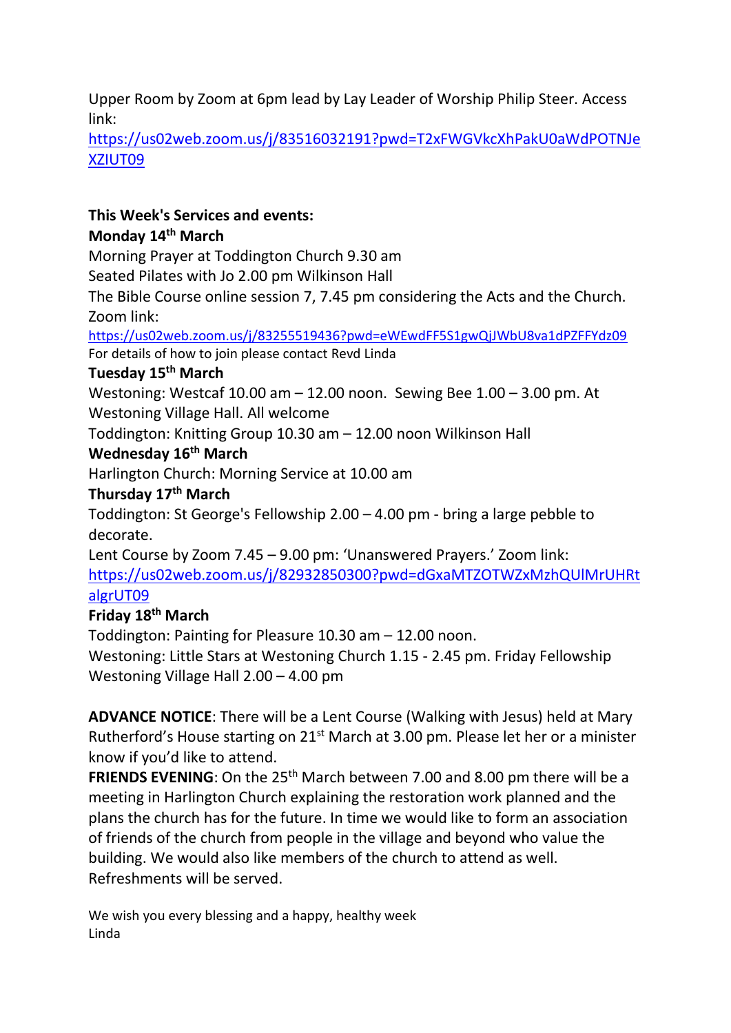Upper Room by Zoom at 6pm lead by Lay Leader of Worship Philip Steer. Access link:
https://us02web.zoom.us/j/83516032191?pwd=T2xFWGVkcXhPakU0aWdPOTNJeXZIUT09

**This Week's Services and events:**

**Monday 14th March**

Morning Prayer at Toddington Church 9.30 am

Seated Pilates with Jo 2.00 pm Wilkinson Hall

The Bible Course online session 7, 7.45 pm considering the Acts and the Church. Zoom link:
https://us02web.zoom.us/j/83255519436?pwd=eWEwdFF5S1gwQjJWbU8va1dPZFFYdz09

For details of how to join please contact Revd Linda

**Tuesday 15th March**

Westoning: Westcaf 10.00 am – 12.00 noon. Sewing Bee 1.00 – 3.00 pm. At Westoning Village Hall. All welcome

Toddington: Knitting Group 10.30 am – 12.00 noon Wilkinson Hall

**Wednesday 16th March**

Harlington Church: Morning Service at 10.00 am

**Thursday 17th March**

Toddington: St George's Fellowship 2.00 – 4.00 pm - bring a large pebble to decorate.

Lent Course by Zoom 7.45 – 9.00 pm: 'Unanswered Prayers.' Zoom link:
https://us02web.zoom.us/j/82932850300?pwd=dGxaMTZOTWZxMzhQUlMrUHRtalgrUT09

**Friday 18th March**

Toddington: Painting for Pleasure 10.30 am – 12.00 noon.

Westoning: Little Stars at Westoning Church 1.15 - 2.45 pm. Friday Fellowship Westoning Village Hall 2.00 – 4.00 pm

**ADVANCE NOTICE**: There will be a Lent Course (Walking with Jesus) held at Mary Rutherford's House starting on 21st March at 3.00 pm. Please let her or a minister know if you'd like to attend.

**FRIENDS EVENING**: On the 25th March between 7.00 and 8.00 pm there will be a meeting in Harlington Church explaining the restoration work planned and the plans the church has for the future. In time we would like to form an association of friends of the church from people in the village and beyond who value the building. We would also like members of the church to attend as well. Refreshments will be served.

We wish you every blessing and a happy, healthy week
Linda